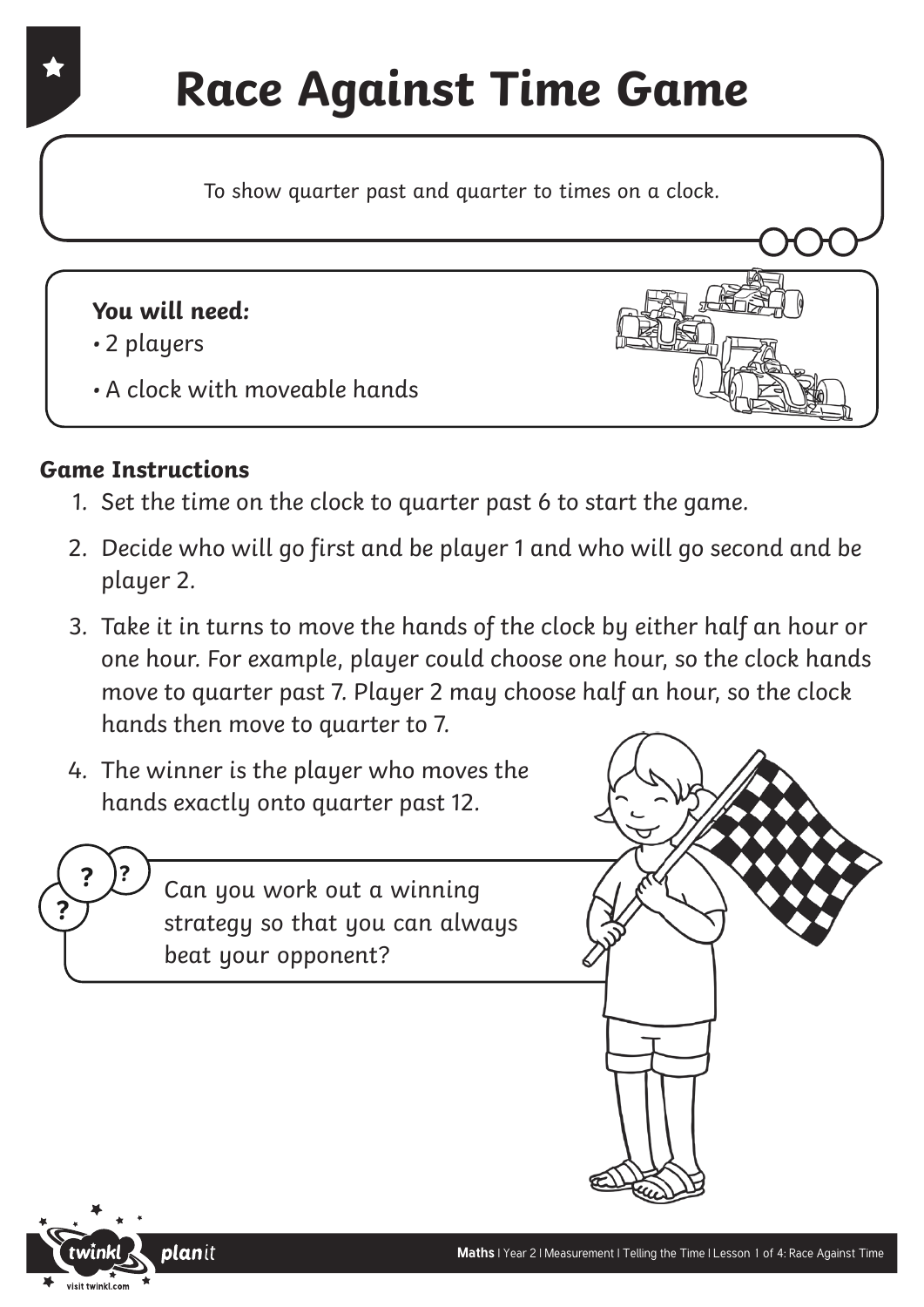# Race Against Time Game

To show quarter past and quarter to times on a clock.

**You will need:**

- 2 players
- A clock with moveable hands

**Game Instructions**

1. Set the time on the clock to quarter past 6 to start the game.
2. Decide who will go first and be player 1 and who will go second and be player 2.
3. Take it in turns to move the hands of the clock by either half an hour or one hour. For example, player could choose one hour, so the clock hands move to quarter past 7. Player 2 may choose half an hour, so the clock hands then move to quarter to 7.
4. The winner is the player who moves the hands exactly onto quarter past 12.

Can you work out a winning strategy so that you can always beat your opponent?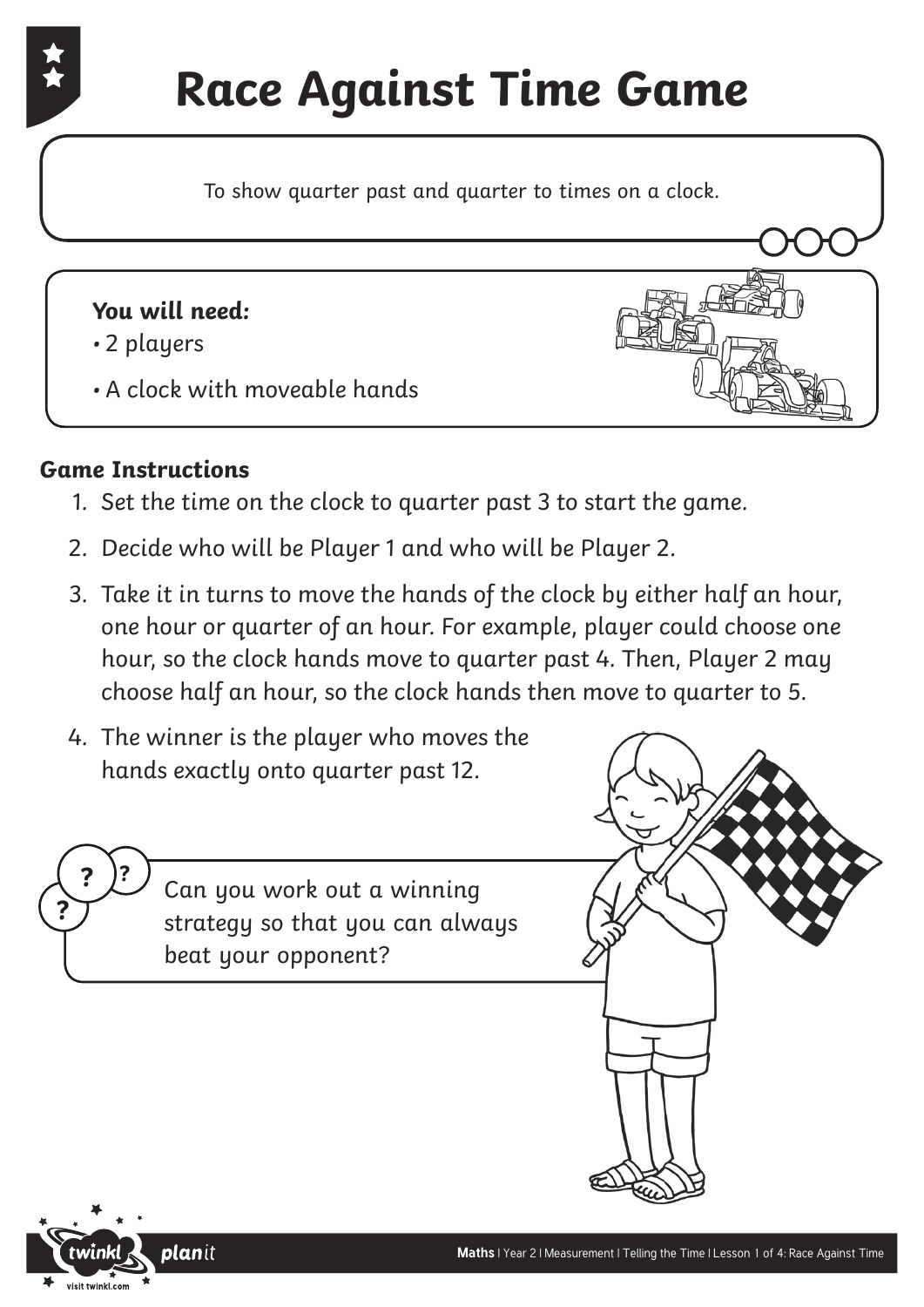# Race Against Time Game

To show quarter past and quarter to times on a clock.

**You will need:**

- 2 players
- A clock with moveable hands

**Game Instructions**

1. Set the time on the clock to quarter past 3 to start the game.
2. Decide who will be Player 1 and who will be Player 2.
3. Take it in turns to move the hands of the clock by either half an hour, one hour or quarter of an hour. For example, player could choose one hour, so the clock hands move to quarter past 4. Then, Player 2 may choose half an hour, so the clock hands then move to quarter to 5.
4. The winner is the player who moves the hands exactly onto quarter past 12.

Can you work out a winning strategy so that you can always beat your opponent?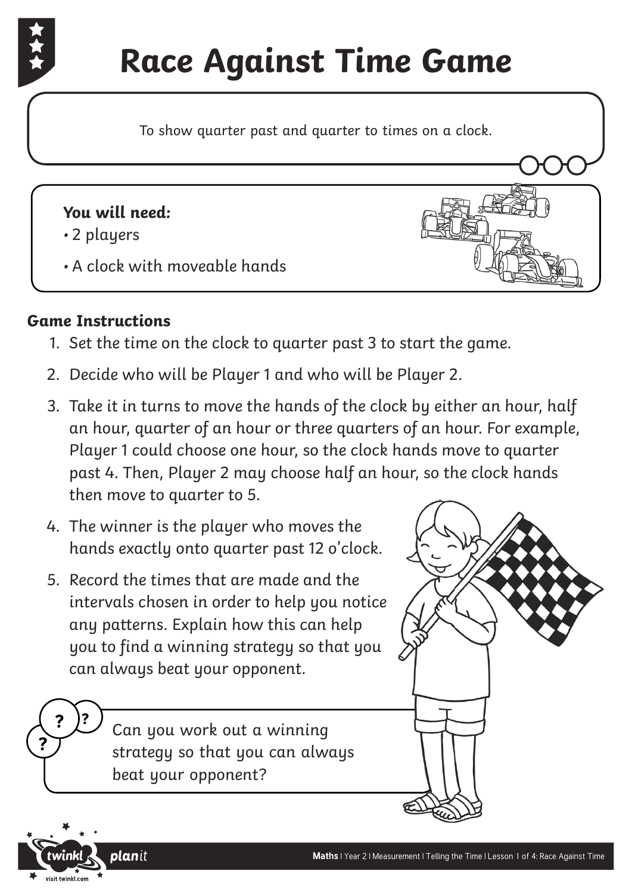# Race Against Time Game

To show quarter past and quarter to times on a clock.

**You will need:**

- 2 players
- A clock with moveable hands

**Game Instructions**

1. Set the time on the clock to quarter past 3 to start the game.
2. Decide who will be Player 1 and who will be Player 2.
3. Take it in turns to move the hands of the clock by either an hour, half an hour, quarter of an hour or three quarters of an hour. For example, Player 1 could choose one hour, so the clock hands move to quarter past 4. Then, Player 2 may choose half an hour, so the clock hands then move to quarter to 5.
4. The winner is the player who moves the hands exactly onto quarter past 12 o'clock.
5. Record the times that are made and the intervals chosen in order to help you notice any patterns. Explain how this can help you to find a winning strategy so that you can always beat your opponent.

Can you work out a winning strategy so that you can always beat your opponent?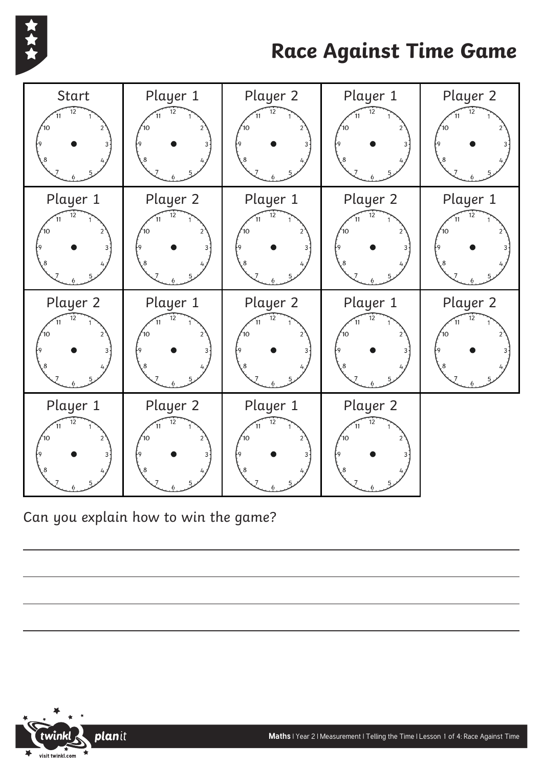# Race Against Time Game

| | | | | |
|---|---|---|---|---|
| Start | Player 1 | Player 2 | Player 1 | Player 2 |
| Player 1 | Player 2 | Player 1 | Player 2 | Player 1 |
| Player 2 | Player 1 | Player 2 | Player 1 | Player 2 |
| Player 1 | Player 2 | Player 1 | Player 2 | |

Can you explain how to win the game?